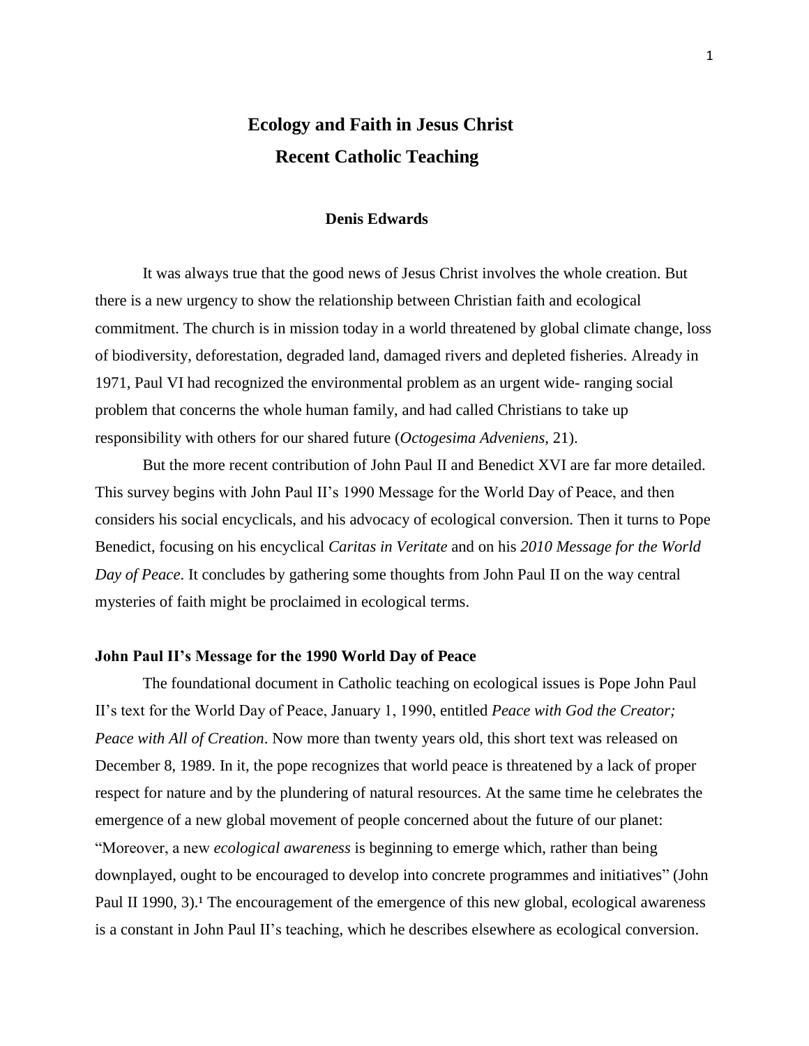# Ecology and Faith in Jesus Christ
# Recent Catholic Teaching

**Denis Edwards**

It was always true that the good news of Jesus Christ involves the whole creation. But there is a new urgency to show the relationship between Christian faith and ecological commitment. The church is in mission today in a world threatened by global climate change, loss of biodiversity, deforestation, degraded land, damaged rivers and depleted fisheries. Already in 1971, Paul VI had recognized the environmental problem as an urgent wide- ranging social problem that concerns the whole human family, and had called Christians to take up responsibility with others for our shared future (*Octogesima Adveniens*, 21).

But the more recent contribution of John Paul II and Benedict XVI are far more detailed. This survey begins with John Paul II's 1990 Message for the World Day of Peace, and then considers his social encyclicals, and his advocacy of ecological conversion. Then it turns to Pope Benedict, focusing on his encyclical *Caritas in Veritate* and on his *2010 Message for the World Day of Peace*. It concludes by gathering some thoughts from John Paul II on the way central mysteries of faith might be proclaimed in ecological terms.

## John Paul II's Message for the 1990 World Day of Peace

The foundational document in Catholic teaching on ecological issues is Pope John Paul II's text for the World Day of Peace, January 1, 1990, entitled *Peace with God the Creator; Peace with All of Creation*. Now more than twenty years old, this short text was released on December 8, 1989. In it, the pope recognizes that world peace is threatened by a lack of proper respect for nature and by the plundering of natural resources. At the same time he celebrates the emergence of a new global movement of people concerned about the future of our planet: "Moreover, a new *ecological awareness* is beginning to emerge which, rather than being downplayed, ought to be encouraged to develop into concrete programmes and initiatives" (John Paul II 1990, 3).[1] The encouragement of the emergence of this new global, ecological awareness is a constant in John Paul II's teaching, which he describes elsewhere as ecological conversion.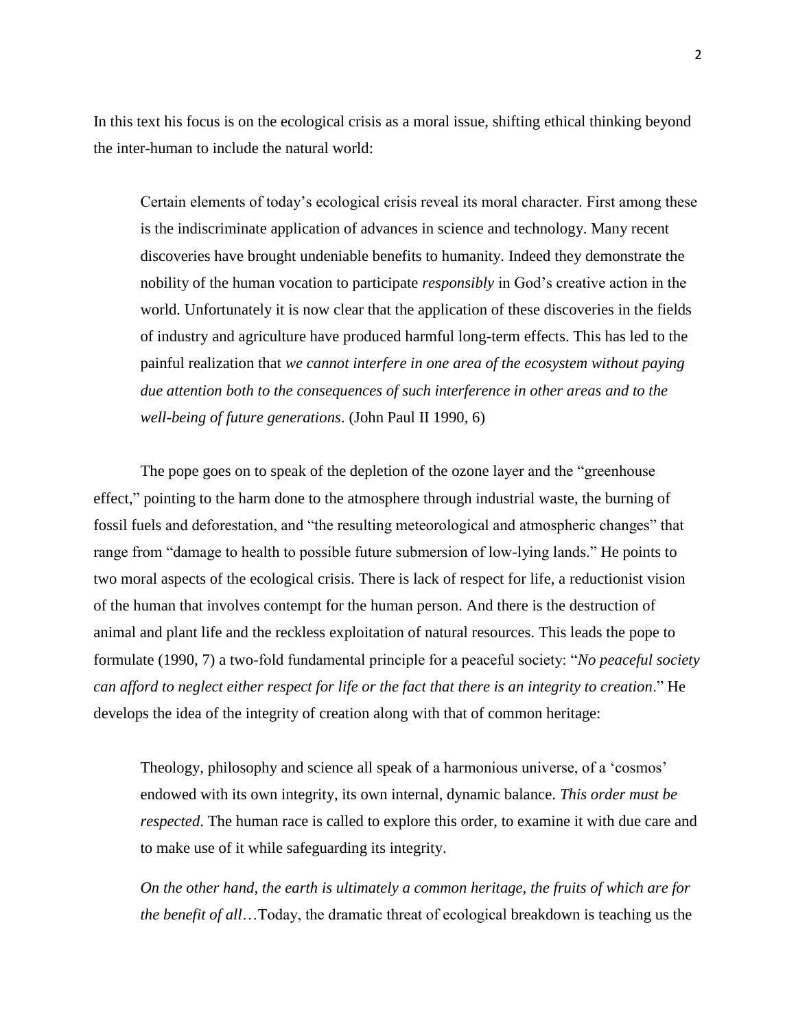In this text his focus is on the ecological crisis as a moral issue, shifting ethical thinking beyond the inter-human to include the natural world:

> Certain elements of today's ecological crisis reveal its moral character. First among these is the indiscriminate application of advances in science and technology. Many recent discoveries have brought undeniable benefits to humanity. Indeed they demonstrate the nobility of the human vocation to participate *responsibly* in God's creative action in the world. Unfortunately it is now clear that the application of these discoveries in the fields of industry and agriculture have produced harmful long-term effects. This has led to the painful realization that *we cannot interfere in one area of the ecosystem without paying due attention both to the consequences of such interference in other areas and to the well-being of future generations*. (John Paul II 1990, 6)

The pope goes on to speak of the depletion of the ozone layer and the "greenhouse effect," pointing to the harm done to the atmosphere through industrial waste, the burning of fossil fuels and deforestation, and "the resulting meteorological and atmospheric changes" that range from "damage to health to possible future submersion of low-lying lands." He points to two moral aspects of the ecological crisis. There is lack of respect for life, a reductionist vision of the human that involves contempt for the human person. And there is the destruction of animal and plant life and the reckless exploitation of natural resources. This leads the pope to formulate (1990, 7) a two-fold fundamental principle for a peaceful society: "*No peaceful society can afford to neglect either respect for life or the fact that there is an integrity to creation*." He develops the idea of the integrity of creation along with that of common heritage:

> Theology, philosophy and science all speak of a harmonious universe, of a 'cosmos' endowed with its own integrity, its own internal, dynamic balance. *This order must be respected*. The human race is called to explore this order, to examine it with due care and to make use of it while safeguarding its integrity.
>
> *On the other hand, the earth is ultimately a common heritage, the fruits of which are for the benefit of all*…Today, the dramatic threat of ecological breakdown is teaching us the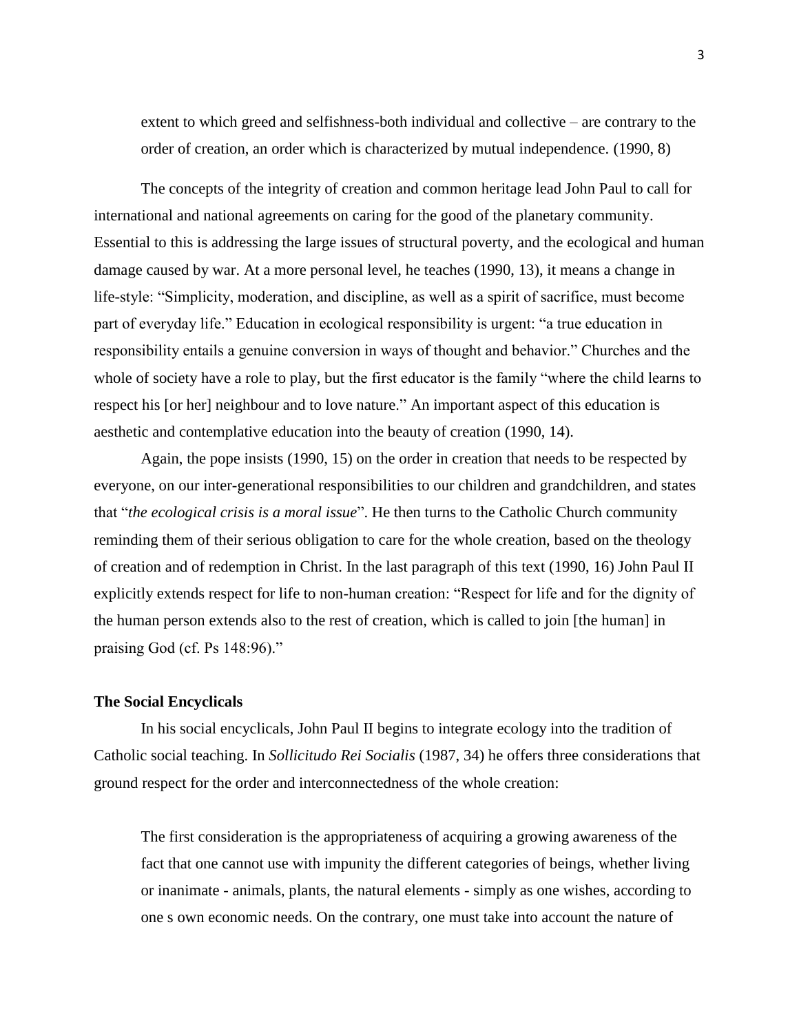> extent to which greed and selfishness-both individual and collective – are contrary to the order of creation, an order which is characterized by mutual independence. (1990, 8)

The concepts of the integrity of creation and common heritage lead John Paul to call for international and national agreements on caring for the good of the planetary community. Essential to this is addressing the large issues of structural poverty, and the ecological and human damage caused by war. At a more personal level, he teaches (1990, 13), it means a change in life-style: "Simplicity, moderation, and discipline, as well as a spirit of sacrifice, must become part of everyday life." Education in ecological responsibility is urgent: "a true education in responsibility entails a genuine conversion in ways of thought and behavior." Churches and the whole of society have a role to play, but the first educator is the family "where the child learns to respect his [or her] neighbour and to love nature." An important aspect of this education is aesthetic and contemplative education into the beauty of creation (1990, 14).

Again, the pope insists (1990, 15) on the order in creation that needs to be respected by everyone, on our inter-generational responsibilities to our children and grandchildren, and states that "*the ecological crisis is a moral issue*". He then turns to the Catholic Church community reminding them of their serious obligation to care for the whole creation, based on the theology of creation and of redemption in Christ. In the last paragraph of this text (1990, 16) John Paul II explicitly extends respect for life to non-human creation: "Respect for life and for the dignity of the human person extends also to the rest of creation, which is called to join [the human] in praising God (cf. Ps 148:96)."

**The Social Encyclicals**

In his social encyclicals, John Paul II begins to integrate ecology into the tradition of Catholic social teaching. In *Sollicitudo Rei Socialis* (1987, 34) he offers three considerations that ground respect for the order and interconnectedness of the whole creation:

> The first consideration is the appropriateness of acquiring a growing awareness of the fact that one cannot use with impunity the different categories of beings, whether living or inanimate - animals, plants, the natural elements - simply as one wishes, according to one s own economic needs. On the contrary, one must take into account the nature of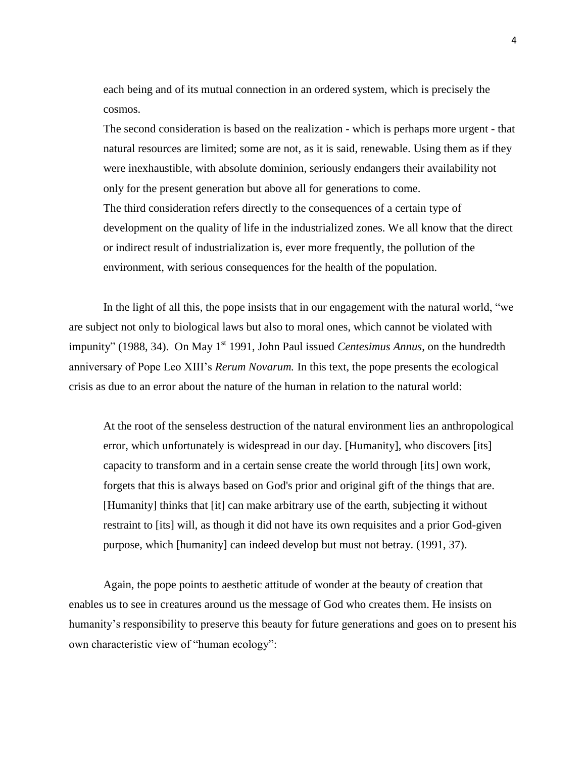> each being and of its mutual connection in an ordered system, which is precisely the cosmos.
>
> The second consideration is based on the realization - which is perhaps more urgent - that natural resources are limited; some are not, as it is said, renewable. Using them as if they were inexhaustible, with absolute dominion, seriously endangers their availability not only for the present generation but above all for generations to come.
>
> The third consideration refers directly to the consequences of a certain type of development on the quality of life in the industrialized zones. We all know that the direct or indirect result of industrialization is, ever more frequently, the pollution of the environment, with serious consequences for the health of the population.

In the light of all this, the pope insists that in our engagement with the natural world, "we are subject not only to biological laws but also to moral ones, which cannot be violated with impunity" (1988, 34). On May 1st 1991, John Paul issued *Centesimus Annus*, on the hundredth anniversary of Pope Leo XIII's *Rerum Novarum.* In this text, the pope presents the ecological crisis as due to an error about the nature of the human in relation to the natural world:

> At the root of the senseless destruction of the natural environment lies an anthropological error, which unfortunately is widespread in our day. [Humanity], who discovers [its] capacity to transform and in a certain sense create the world through [its] own work, forgets that this is always based on God's prior and original gift of the things that are. [Humanity] thinks that [it] can make arbitrary use of the earth, subjecting it without restraint to [its] will, as though it did not have its own requisites and a prior God-given purpose, which [humanity] can indeed develop but must not betray. (1991, 37).

Again, the pope points to aesthetic attitude of wonder at the beauty of creation that enables us to see in creatures around us the message of God who creates them. He insists on humanity's responsibility to preserve this beauty for future generations and goes on to present his own characteristic view of "human ecology":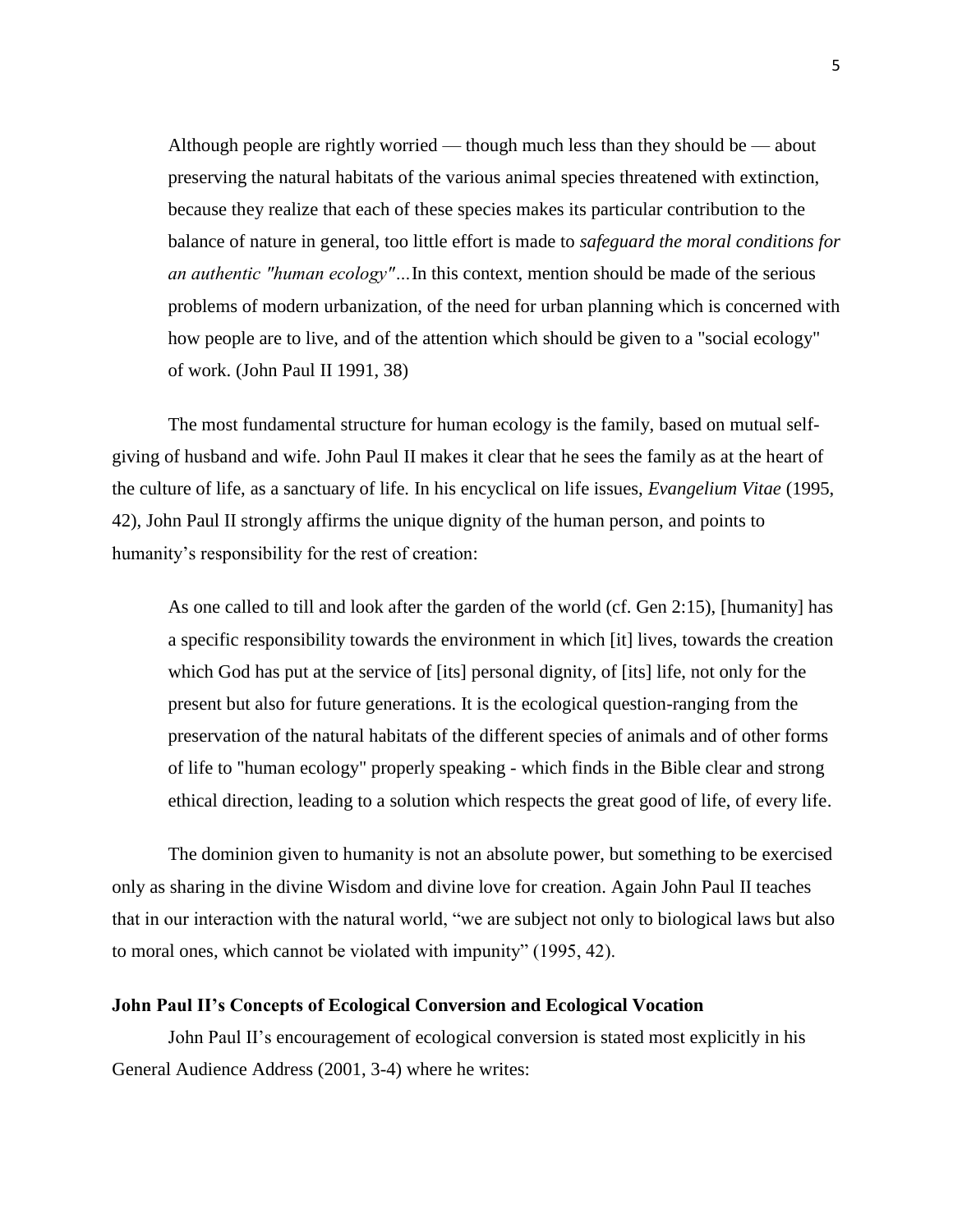> Although people are rightly worried — though much less than they should be — about preserving the natural habitats of the various animal species threatened with extinction, because they realize that each of these species makes its particular contribution to the balance of nature in general, too little effort is made to *safeguard the moral conditions for an authentic "human ecology"*…In this context, mention should be made of the serious problems of modern urbanization, of the need for urban planning which is concerned with how people are to live, and of the attention which should be given to a "social ecology" of work. (John Paul II 1991, 38)

The most fundamental structure for human ecology is the family, based on mutual self-giving of husband and wife. John Paul II makes it clear that he sees the family as at the heart of the culture of life, as a sanctuary of life. In his encyclical on life issues, *Evangelium Vitae* (1995, 42), John Paul II strongly affirms the unique dignity of the human person, and points to humanity's responsibility for the rest of creation:

> As one called to till and look after the garden of the world (cf. Gen 2:15), [humanity] has a specific responsibility towards the environment in which [it] lives, towards the creation which God has put at the service of [its] personal dignity, of [its] life, not only for the present but also for future generations. It is the ecological question-ranging from the preservation of the natural habitats of the different species of animals and of other forms of life to "human ecology" properly speaking - which finds in the Bible clear and strong ethical direction, leading to a solution which respects the great good of life, of every life.

The dominion given to humanity is not an absolute power, but something to be exercised only as sharing in the divine Wisdom and divine love for creation. Again John Paul II teaches that in our interaction with the natural world, "we are subject not only to biological laws but also to moral ones, which cannot be violated with impunity" (1995, 42).

**John Paul II's Concepts of Ecological Conversion and Ecological Vocation**

John Paul II's encouragement of ecological conversion is stated most explicitly in his General Audience Address (2001, 3-4) where he writes: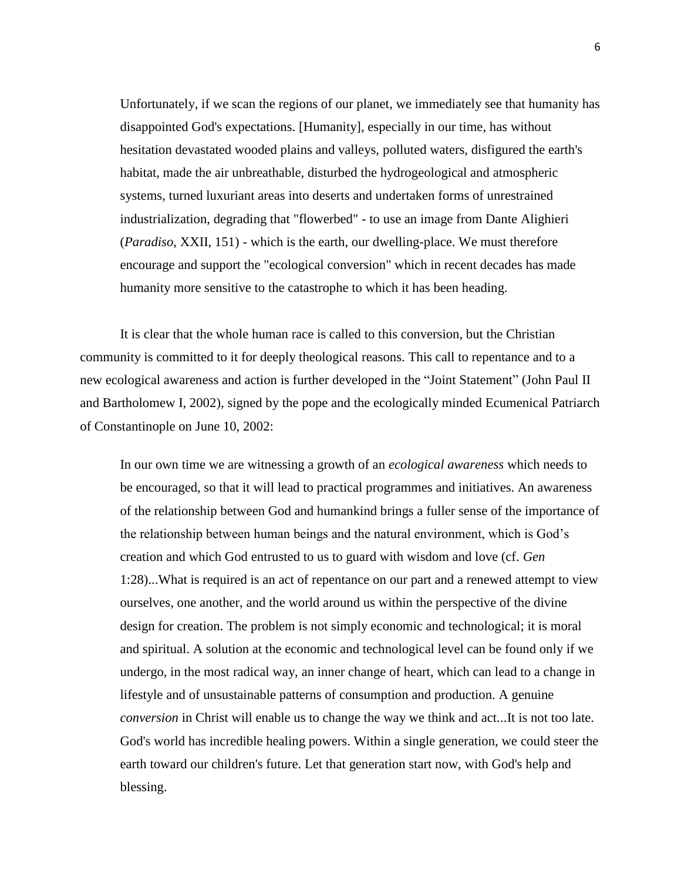> Unfortunately, if we scan the regions of our planet, we immediately see that humanity has disappointed God's expectations. [Humanity], especially in our time, has without hesitation devastated wooded plains and valleys, polluted waters, disfigured the earth's habitat, made the air unbreathable, disturbed the hydrogeological and atmospheric systems, turned luxuriant areas into deserts and undertaken forms of unrestrained industrialization, degrading that "flowerbed" - to use an image from Dante Alighieri (*Paradiso*, XXII, 151) - which is the earth, our dwelling-place. We must therefore encourage and support the "ecological conversion" which in recent decades has made humanity more sensitive to the catastrophe to which it has been heading.

It is clear that the whole human race is called to this conversion, but the Christian community is committed to it for deeply theological reasons. This call to repentance and to a new ecological awareness and action is further developed in the "Joint Statement" (John Paul II and Bartholomew I, 2002), signed by the pope and the ecologically minded Ecumenical Patriarch of Constantinople on June 10, 2002:

> In our own time we are witnessing a growth of an *ecological awareness* which needs to be encouraged, so that it will lead to practical programmes and initiatives. An awareness of the relationship between God and humankind brings a fuller sense of the importance of the relationship between human beings and the natural environment, which is God's creation and which God entrusted to us to guard with wisdom and love (cf. *Gen* 1:28)...What is required is an act of repentance on our part and a renewed attempt to view ourselves, one another, and the world around us within the perspective of the divine design for creation. The problem is not simply economic and technological; it is moral and spiritual. A solution at the economic and technological level can be found only if we undergo, in the most radical way, an inner change of heart, which can lead to a change in lifestyle and of unsustainable patterns of consumption and production. A genuine *conversion* in Christ will enable us to change the way we think and act...It is not too late. God's world has incredible healing powers. Within a single generation, we could steer the earth toward our children's future. Let that generation start now, with God's help and blessing.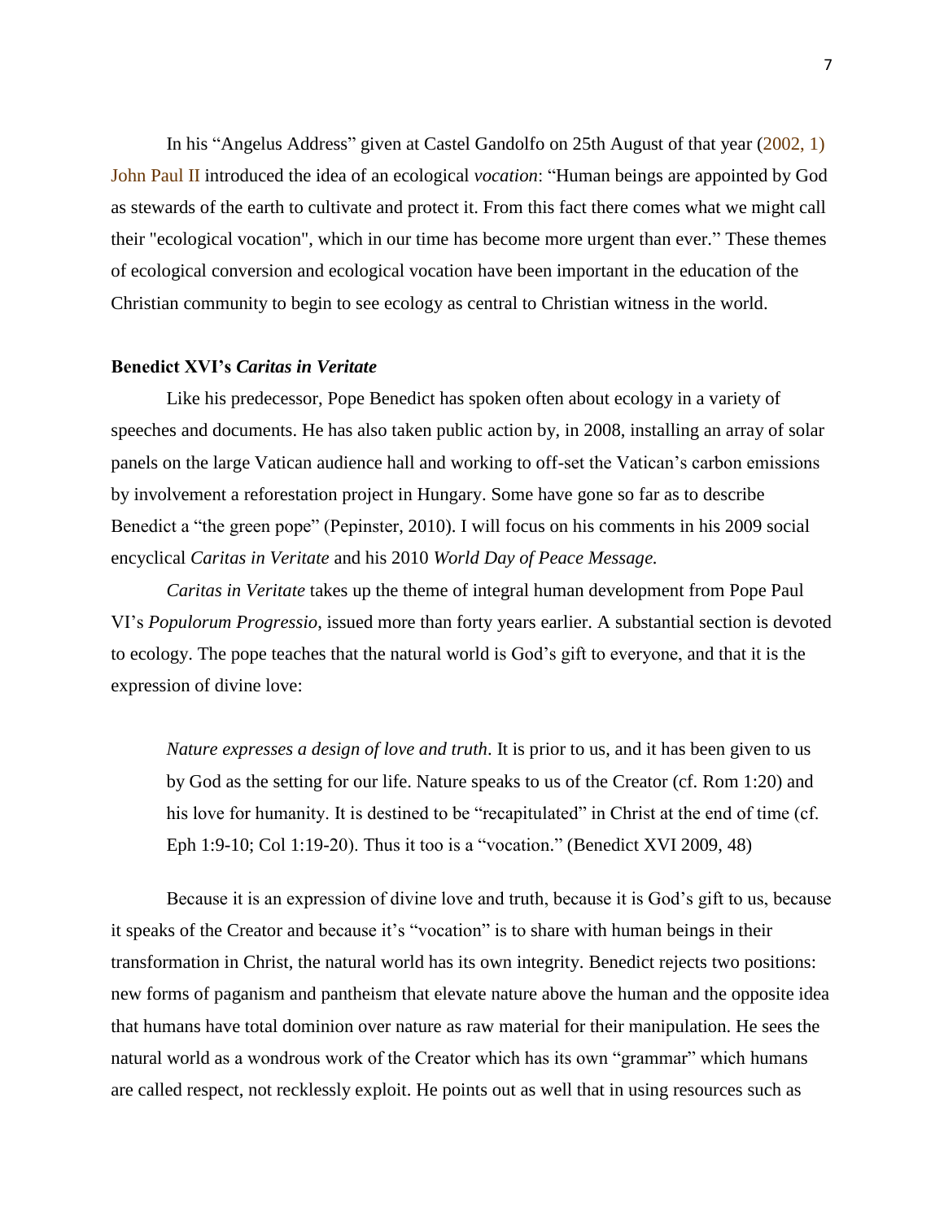In his "Angelus Address" given at Castel Gandolfo on 25th August of that year (2002, 1) John Paul II introduced the idea of an ecological *vocation*: "Human beings are appointed by God as stewards of the earth to cultivate and protect it. From this fact there comes what we might call their "ecological vocation", which in our time has become more urgent than ever." These themes of ecological conversion and ecological vocation have been important in the education of the Christian community to begin to see ecology as central to Christian witness in the world.

### Benedict XVI's *Caritas in Veritate*

Like his predecessor, Pope Benedict has spoken often about ecology in a variety of speeches and documents. He has also taken public action by, in 2008, installing an array of solar panels on the large Vatican audience hall and working to off-set the Vatican's carbon emissions by involvement a reforestation project in Hungary. Some have gone so far as to describe Benedict a "the green pope" (Pepinster, 2010). I will focus on his comments in his 2009 social encyclical *Caritas in Veritate* and his 2010 *World Day of Peace Message.*

*Caritas in Veritate* takes up the theme of integral human development from Pope Paul VI's *Populorum Progressio*, issued more than forty years earlier. A substantial section is devoted to ecology. The pope teaches that the natural world is God's gift to everyone, and that it is the expression of divine love:

> *Nature expresses a design of love and truth*. It is prior to us, and it has been given to us by God as the setting for our life. Nature speaks to us of the Creator (cf. Rom 1:20) and his love for humanity. It is destined to be "recapitulated" in Christ at the end of time (cf. Eph 1:9-10; Col 1:19-20). Thus it too is a "vocation." (Benedict XVI 2009, 48)

Because it is an expression of divine love and truth, because it is God's gift to us, because it speaks of the Creator and because it's "vocation" is to share with human beings in their transformation in Christ, the natural world has its own integrity. Benedict rejects two positions: new forms of paganism and pantheism that elevate nature above the human and the opposite idea that humans have total dominion over nature as raw material for their manipulation. He sees the natural world as a wondrous work of the Creator which has its own "grammar" which humans are called respect, not recklessly exploit. He points out as well that in using resources such as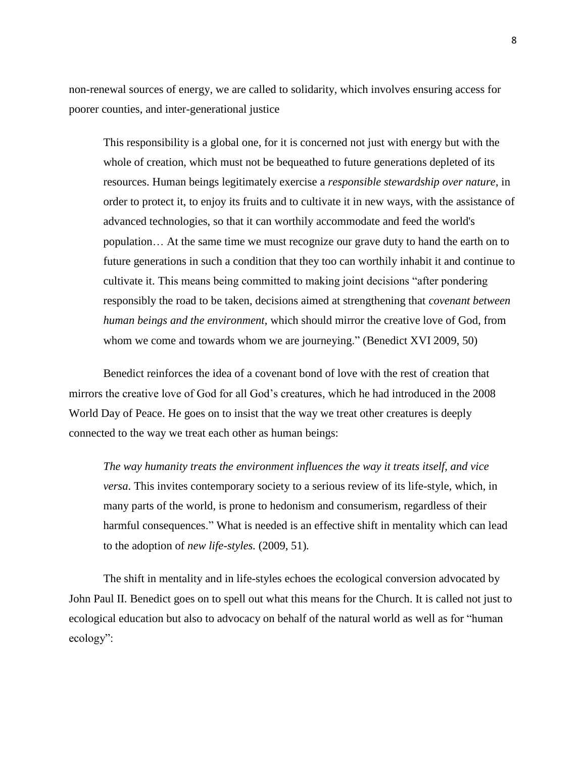non-renewal sources of energy, we are called to solidarity, which involves ensuring access for poorer counties, and inter-generational justice

> This responsibility is a global one, for it is concerned not just with energy but with the whole of creation, which must not be bequeathed to future generations depleted of its resources. Human beings legitimately exercise a *responsible stewardship over nature*, in order to protect it, to enjoy its fruits and to cultivate it in new ways, with the assistance of advanced technologies, so that it can worthily accommodate and feed the world's population… At the same time we must recognize our grave duty to hand the earth on to future generations in such a condition that they too can worthily inhabit it and continue to cultivate it. This means being committed to making joint decisions "after pondering responsibly the road to be taken, decisions aimed at strengthening that *covenant between human beings and the environment*, which should mirror the creative love of God, from whom we come and towards whom we are journeying." (Benedict XVI 2009, 50)

Benedict reinforces the idea of a covenant bond of love with the rest of creation that mirrors the creative love of God for all God's creatures, which he had introduced in the 2008 World Day of Peace. He goes on to insist that the way we treat other creatures is deeply connected to the way we treat each other as human beings:

> *The way humanity treats the environment influences the way it treats itself, and vice versa*. This invites contemporary society to a serious review of its life-style, which, in many parts of the world, is prone to hedonism and consumerism, regardless of their harmful consequences." What is needed is an effective shift in mentality which can lead to the adoption of *new life-styles.* (2009, 51)*.*

The shift in mentality and in life-styles echoes the ecological conversion advocated by John Paul II. Benedict goes on to spell out what this means for the Church. It is called not just to ecological education but also to advocacy on behalf of the natural world as well as for "human ecology":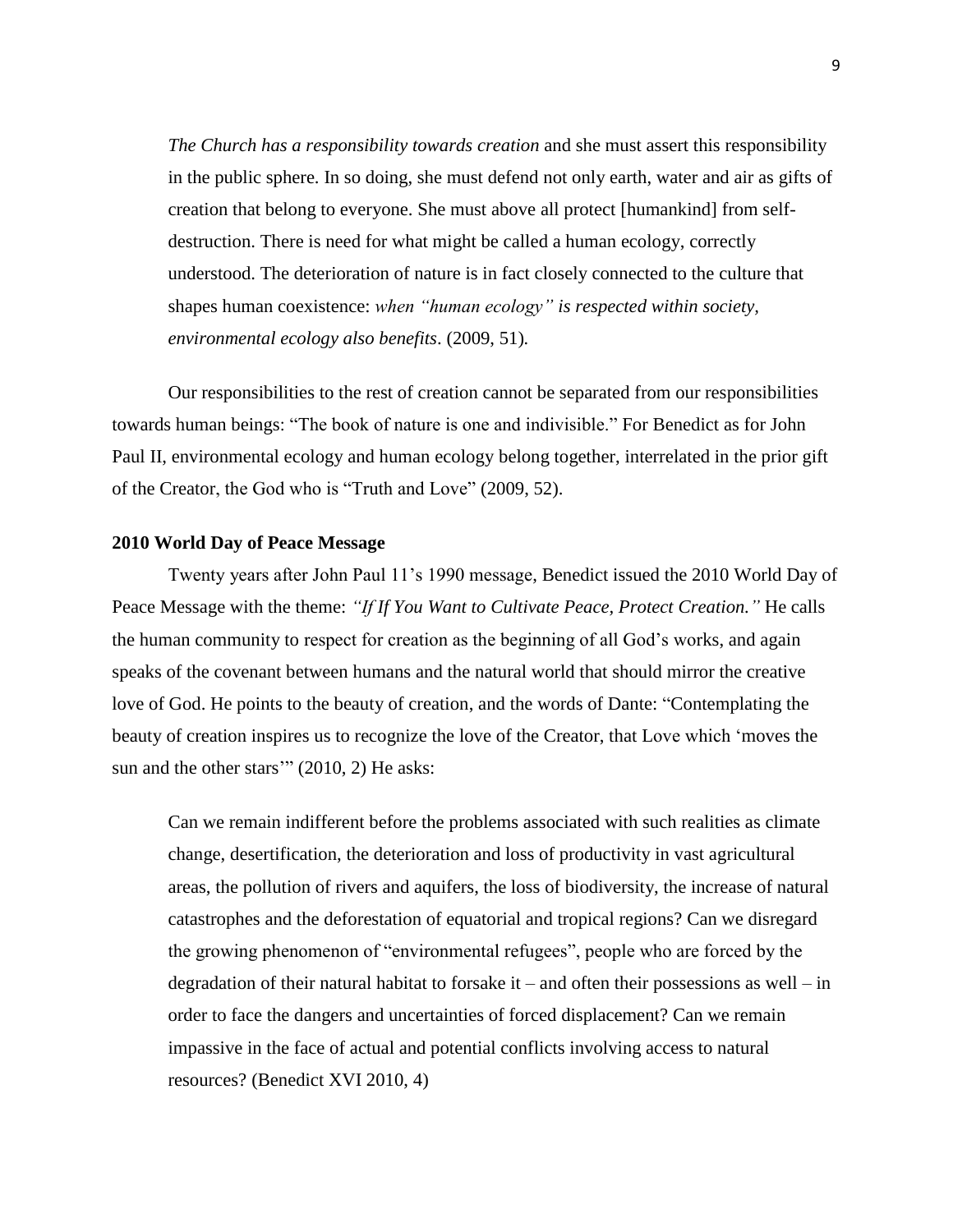> *The Church has a responsibility towards creation* and she must assert this responsibility in the public sphere. In so doing, she must defend not only earth, water and air as gifts of creation that belong to everyone. She must above all protect [humankind] from self-destruction. There is need for what might be called a human ecology, correctly understood. The deterioration of nature is in fact closely connected to the culture that shapes human coexistence: *when "human ecology" is respected within society, environmental ecology also benefits*. (2009, 51).

Our responsibilities to the rest of creation cannot be separated from our responsibilities towards human beings: "The book of nature is one and indivisible." For Benedict as for John Paul II, environmental ecology and human ecology belong together, interrelated in the prior gift of the Creator, the God who is "Truth and Love" (2009, 52).

**2010 World Day of Peace Message**

Twenty years after John Paul 11's 1990 message, Benedict issued the 2010 World Day of Peace Message with the theme: *"If If You Want to Cultivate Peace, Protect Creation."* He calls the human community to respect for creation as the beginning of all God's works, and again speaks of the covenant between humans and the natural world that should mirror the creative love of God. He points to the beauty of creation, and the words of Dante: "Contemplating the beauty of creation inspires us to recognize the love of the Creator, that Love which 'moves the sun and the other stars'" (2010, 2) He asks:

> Can we remain indifferent before the problems associated with such realities as climate change, desertification, the deterioration and loss of productivity in vast agricultural areas, the pollution of rivers and aquifers, the loss of biodiversity, the increase of natural catastrophes and the deforestation of equatorial and tropical regions? Can we disregard the growing phenomenon of "environmental refugees", people who are forced by the degradation of their natural habitat to forsake it – and often their possessions as well – in order to face the dangers and uncertainties of forced displacement? Can we remain impassive in the face of actual and potential conflicts involving access to natural resources? (Benedict XVI 2010, 4)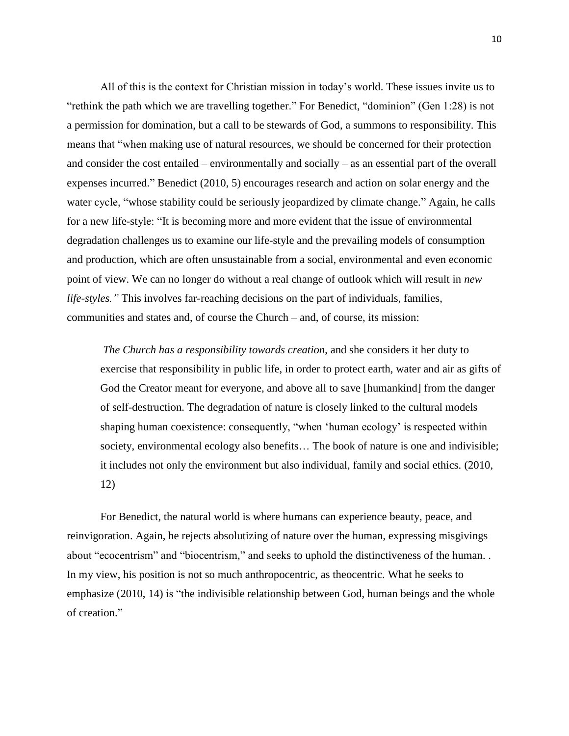All of this is the context for Christian mission in today's world. These issues invite us to "rethink the path which we are travelling together." For Benedict, "dominion" (Gen 1:28) is not a permission for domination, but a call to be stewards of God, a summons to responsibility. This means that "when making use of natural resources, we should be concerned for their protection and consider the cost entailed – environmentally and socially – as an essential part of the overall expenses incurred." Benedict (2010, 5) encourages research and action on solar energy and the water cycle, "whose stability could be seriously jeopardized by climate change." Again, he calls for a new life-style: "It is becoming more and more evident that the issue of environmental degradation challenges us to examine our life-style and the prevailing models of consumption and production, which are often unsustainable from a social, environmental and even economic point of view. We can no longer do without a real change of outlook which will result in *new life-styles."* This involves far-reaching decisions on the part of individuals, families, communities and states and, of course the Church – and, of course, its mission:

> *The Church has a responsibility towards creation*, and she considers it her duty to exercise that responsibility in public life, in order to protect earth, water and air as gifts of God the Creator meant for everyone, and above all to save [humankind] from the danger of self-destruction. The degradation of nature is closely linked to the cultural models shaping human coexistence: consequently, "when 'human ecology' is respected within society, environmental ecology also benefits… The book of nature is one and indivisible; it includes not only the environment but also individual, family and social ethics. (2010, 12)

For Benedict, the natural world is where humans can experience beauty, peace, and reinvigoration. Again, he rejects absolutizing of nature over the human, expressing misgivings about "ecocentrism" and "biocentrism," and seeks to uphold the distinctiveness of the human. . In my view, his position is not so much anthropocentric, as theocentric. What he seeks to emphasize (2010, 14) is "the indivisible relationship between God, human beings and the whole of creation."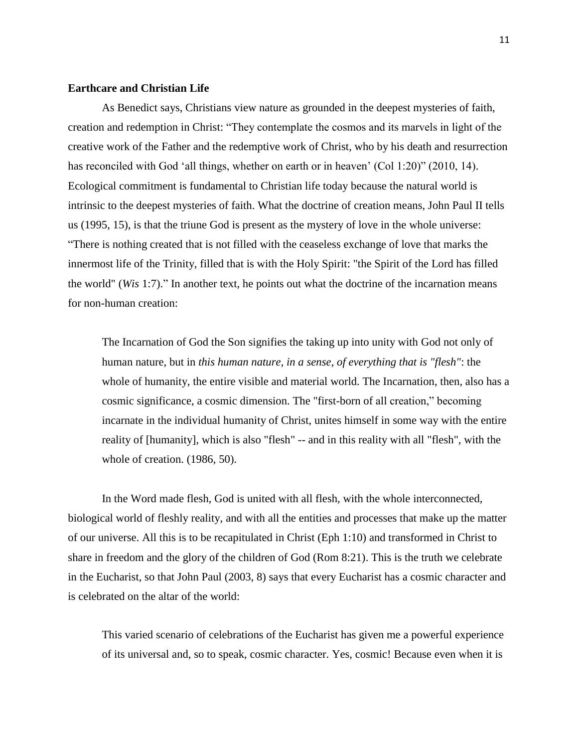**Earthcare and Christian Life**

As Benedict says, Christians view nature as grounded in the deepest mysteries of faith, creation and redemption in Christ: "They contemplate the cosmos and its marvels in light of the creative work of the Father and the redemptive work of Christ, who by his death and resurrection has reconciled with God 'all things, whether on earth or in heaven' (Col 1:20)" (2010, 14). Ecological commitment is fundamental to Christian life today because the natural world is intrinsic to the deepest mysteries of faith. What the doctrine of creation means, John Paul II tells us (1995, 15), is that the triune God is present as the mystery of love in the whole universe: "There is nothing created that is not filled with the ceaseless exchange of love that marks the innermost life of the Trinity, filled that is with the Holy Spirit: "the Spirit of the Lord has filled the world" (*Wis* 1:7)." In another text, he points out what the doctrine of the incarnation means for non-human creation:

> The Incarnation of God the Son signifies the taking up into unity with God not only of human nature, but in *this human nature, in a sense, of everything that is "flesh"*: the whole of humanity, the entire visible and material world. The Incarnation, then, also has a cosmic significance, a cosmic dimension. The "first-born of all creation," becoming incarnate in the individual humanity of Christ, unites himself in some way with the entire reality of [humanity], which is also "flesh" -- and in this reality with all "flesh", with the whole of creation. (1986, 50).

In the Word made flesh, God is united with all flesh, with the whole interconnected, biological world of fleshly reality, and with all the entities and processes that make up the matter of our universe. All this is to be recapitulated in Christ (Eph 1:10) and transformed in Christ to share in freedom and the glory of the children of God (Rom 8:21). This is the truth we celebrate in the Eucharist, so that John Paul (2003, 8) says that every Eucharist has a cosmic character and is celebrated on the altar of the world:

> This varied scenario of celebrations of the Eucharist has given me a powerful experience of its universal and, so to speak, cosmic character. Yes, cosmic! Because even when it is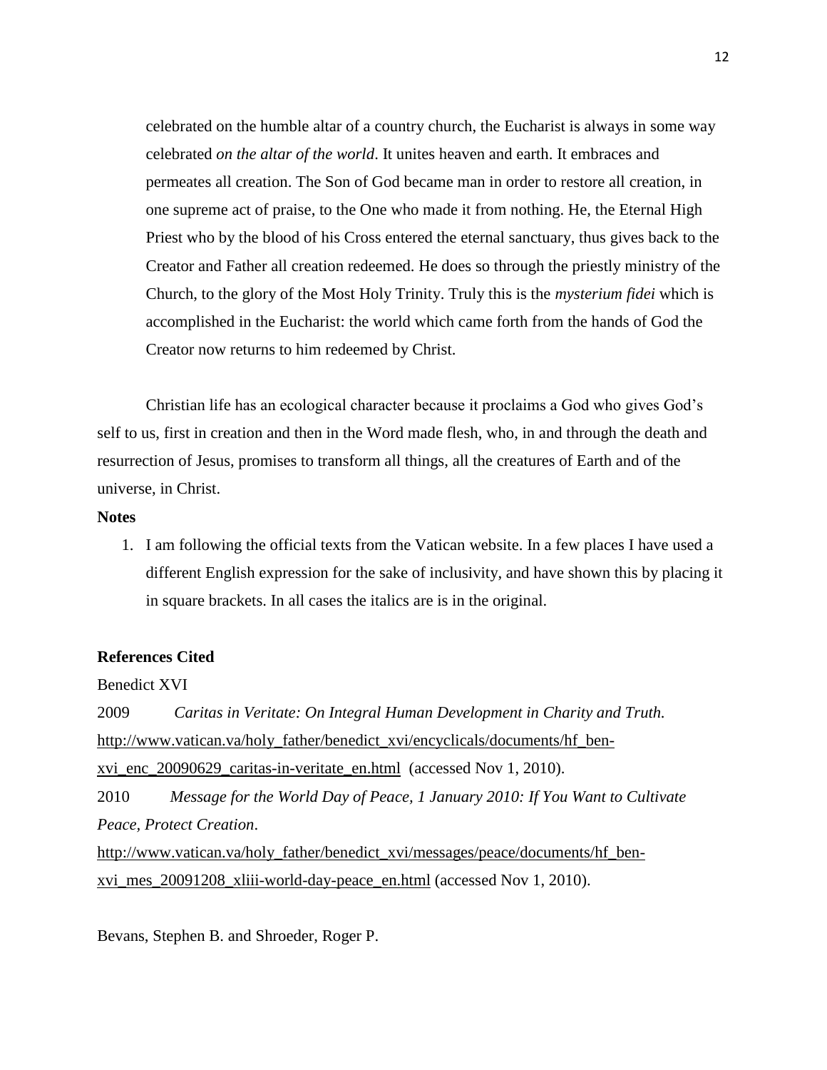> celebrated on the humble altar of a country church, the Eucharist is always in some way celebrated *on the altar of the world*. It unites heaven and earth. It embraces and permeates all creation. The Son of God became man in order to restore all creation, in one supreme act of praise, to the One who made it from nothing. He, the Eternal High Priest who by the blood of his Cross entered the eternal sanctuary, thus gives back to the Creator and Father all creation redeemed. He does so through the priestly ministry of the Church, to the glory of the Most Holy Trinity. Truly this is the *mysterium fidei* which is accomplished in the Eucharist: the world which came forth from the hands of God the Creator now returns to him redeemed by Christ.

Christian life has an ecological character because it proclaims a God who gives God's self to us, first in creation and then in the Word made flesh, who, in and through the death and resurrection of Jesus, promises to transform all things, all the creatures of Earth and of the universe, in Christ.

**Notes**

1. I am following the official texts from the Vatican website. In a few places I have used a different English expression for the sake of inclusivity, and have shown this by placing it in square brackets. In all cases the italics are is in the original.

**References Cited**

Benedict XVI

2009 *Caritas in Veritate: On Integral Human Development in Charity and Truth.* http://www.vatican.va/holy_father/benedict_xvi/encyclicals/documents/hf_ben-xvi_enc_20090629_caritas-in-veritate_en.html (accessed Nov 1, 2010).

2010 *Message for the World Day of Peace, 1 January 2010: If You Want to Cultivate Peace, Protect Creation*. http://www.vatican.va/holy_father/benedict_xvi/messages/peace/documents/hf_ben-xvi_mes_20091208_xliii-world-day-peace_en.html (accessed Nov 1, 2010).

Bevans, Stephen B. and Shroeder, Roger P.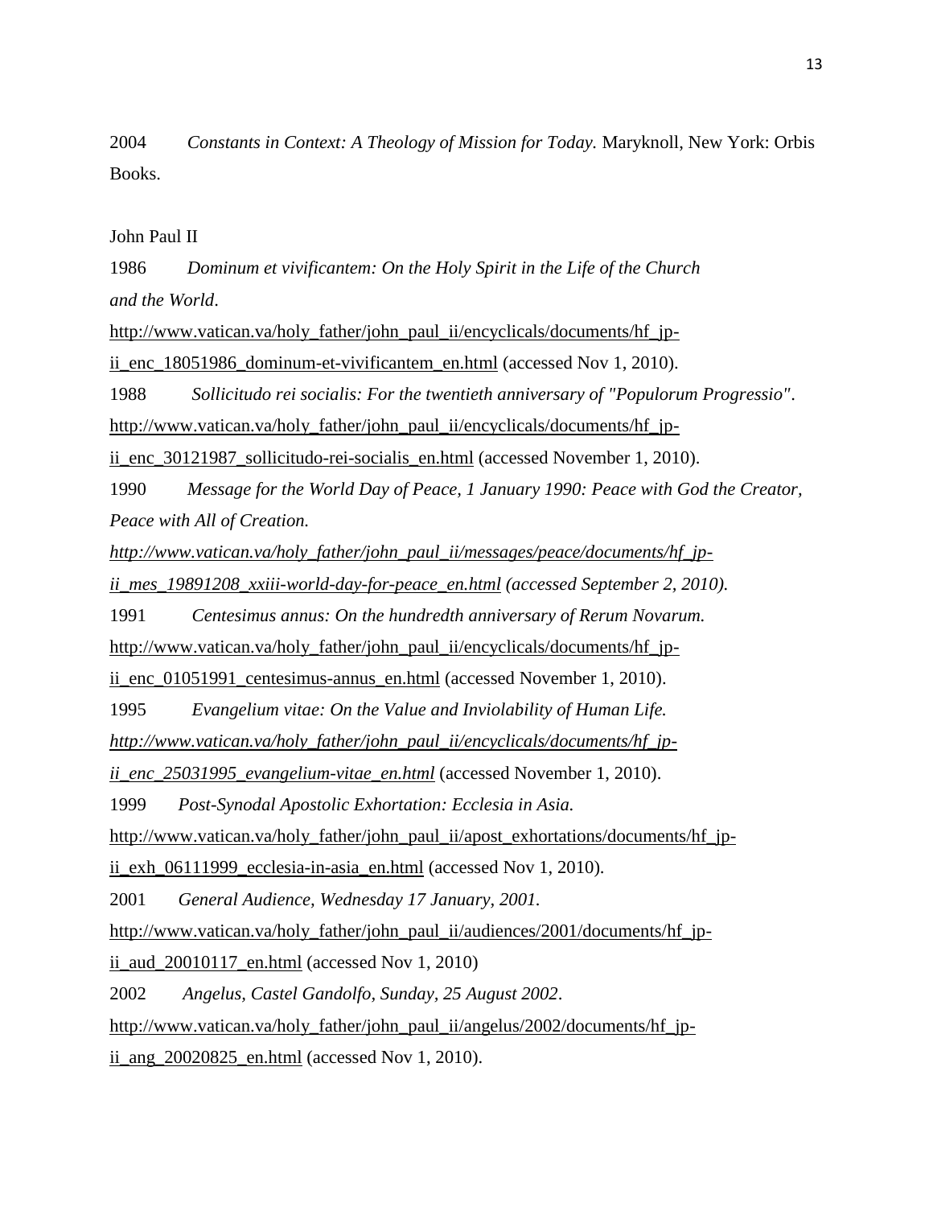2004 *Constants in Context: A Theology of Mission for Today.* Maryknoll, New York: Orbis Books.

John Paul II

1986 *Dominum et vivificantem: On the Holy Spirit in the Life of the Church and the World*. http://www.vatican.va/holy_father/john_paul_ii/encyclicals/documents/hf_jp-ii_enc_18051986_dominum-et-vivificantem_en.html (accessed Nov 1, 2010).

1988 *Sollicitudo rei socialis: For the twentieth anniversary of "Populorum Progressio"*. http://www.vatican.va/holy_father/john_paul_ii/encyclicals/documents/hf_jp-ii_enc_30121987_sollicitudo-rei-socialis_en.html (accessed November 1, 2010).

1990 *Message for the World Day of Peace, 1 January 1990: Peace with God the Creator, Peace with All of Creation.* *http://www.vatican.va/holy_father/john_paul_ii/messages/peace/documents/hf_jp-ii_mes_19891208_xxiii-world-day-for-peace_en.html (accessed September 2, 2010).*

1991 *Centesimus annus: On the hundredth anniversary of Rerum Novarum.* http://www.vatican.va/holy_father/john_paul_ii/encyclicals/documents/hf_jp-ii_enc_01051991_centesimus-annus_en.html (accessed November 1, 2010).

1995 *Evangelium vitae: On the Value and Inviolability of Human Life.* *http://www.vatican.va/holy_father/john_paul_ii/encyclicals/documents/hf_jp-ii_enc_25031995_evangelium-vitae_en.html* (accessed November 1, 2010).

1999 *Post-Synodal Apostolic Exhortation: Ecclesia in Asia.* http://www.vatican.va/holy_father/john_paul_ii/apost_exhortations/documents/hf_jp-ii_exh_06111999_ecclesia-in-asia_en.html (accessed Nov 1, 2010).

2001 *General Audience, Wednesday 17 January, 2001.* http://www.vatican.va/holy_father/john_paul_ii/audiences/2001/documents/hf_jp-ii_aud_20010117_en.html (accessed Nov 1, 2010)

2002 *Angelus, Castel Gandolfo, Sunday, 25 August 2002*. http://www.vatican.va/holy_father/john_paul_ii/angelus/2002/documents/hf_jp-ii_ang_20020825_en.html (accessed Nov 1, 2010).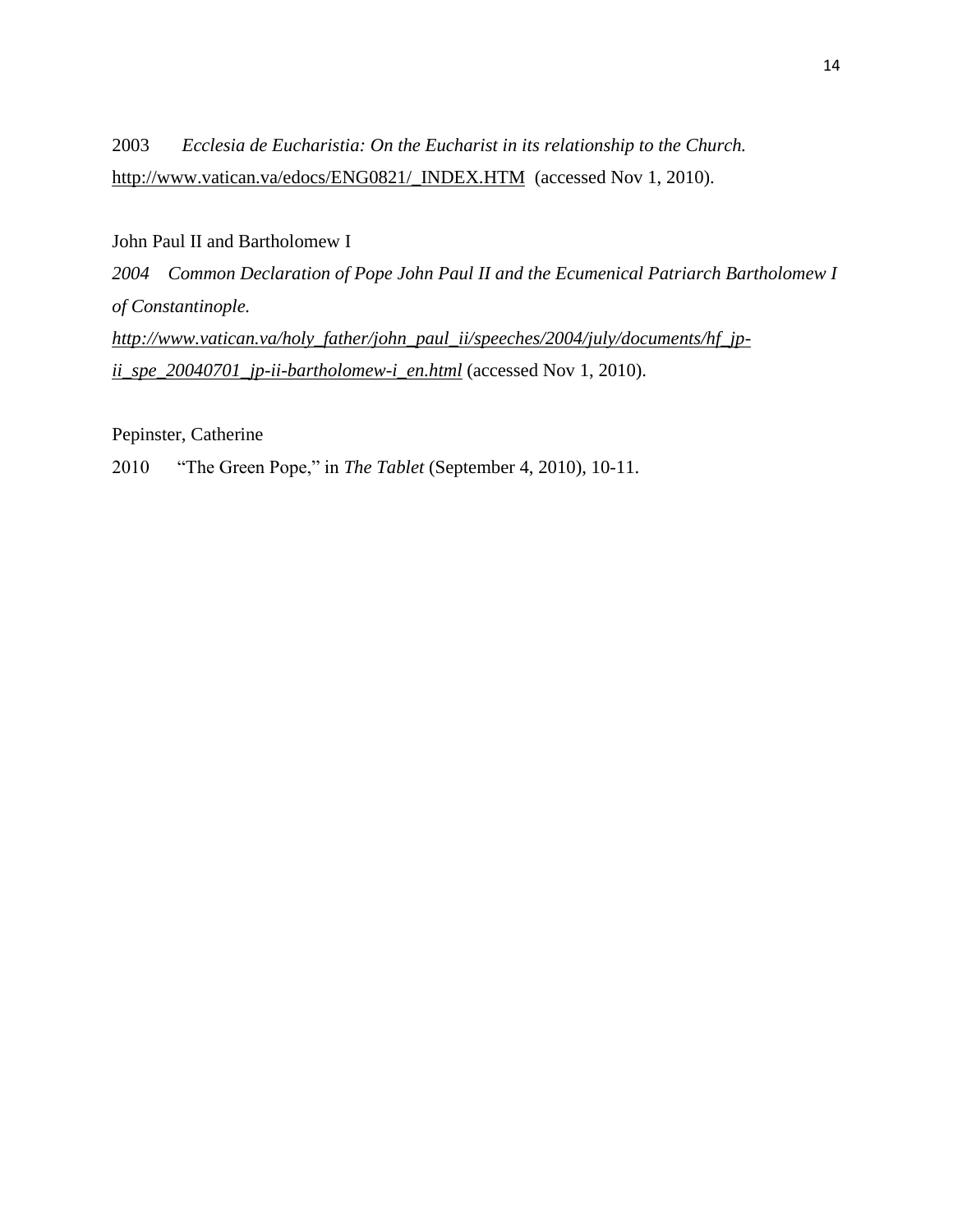2003 *Ecclesia de Eucharistia: On the Eucharist in its relationship to the Church.* http://www.vatican.va/edocs/ENG0821/_INDEX.HTM (accessed Nov 1, 2010).

John Paul II and Bartholomew I

*2004 Common Declaration of Pope John Paul II and the Ecumenical Patriarch Bartholomew I of Constantinople.* *http://www.vatican.va/holy_father/john_paul_ii/speeches/2004/july/documents/hf_jp-ii_spe_20040701_jp-ii-bartholomew-i_en.html* (accessed Nov 1, 2010).

Pepinster, Catherine

2010 "The Green Pope," in *The Tablet* (September 4, 2010), 10-11.